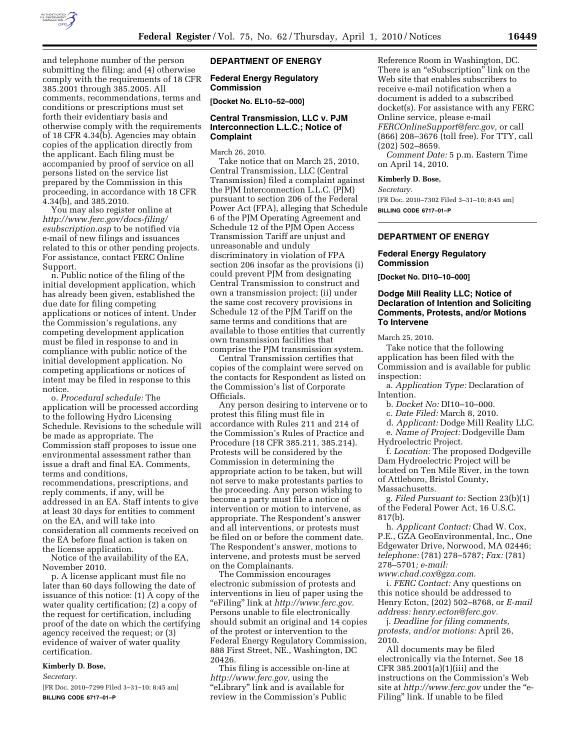and telephone number of the person submitting the filing; and (4) otherwise comply with the requirements of 18 CFR 385.2001 through 385.2005. All comments, recommendations, terms and conditions or prescriptions must set forth their evidentiary basis and otherwise comply with the requirements of 18 CFR 4.34(b). Agencies may obtain copies of the application directly from the applicant. Each filing must be accompanied by proof of service on all persons listed on the service list prepared by the Commission in this proceeding, in accordance with 18 CFR 4.34(b), and 385.2010.

You may also register online at *http://www.ferc.gov/docs-filing/esubscription.asp* to be notified via e-mail of new filings and issuances related to this or other pending projects. For assistance, contact FERC Online Support.

n. Public notice of the filing of the initial development application, which has already been given, established the due date for filing competing applications or notices of intent. Under the Commission's regulations, any competing development application must be filed in response to and in compliance with public notice of the initial development application. No competing applications or notices of intent may be filed in response to this notice.

o. *Procedural schedule:* The application will be processed according to the following Hydro Licensing Schedule. Revisions to the schedule will be made as appropriate. The Commission staff proposes to issue one environmental assessment rather than issue a draft and final EA. Comments, terms and conditions, recommendations, prescriptions, and reply comments, if any, will be addressed in an EA. Staff intents to give at least 30 days for entities to comment on the EA, and will take into consideration all comments received on the EA before final action is taken on the license application.

Notice of the availability of the EA, November 2010.

p. A license applicant must file no later than 60 days following the date of issuance of this notice: (1) A copy of the water quality certification; (2) a copy of the request for certification, including proof of the date on which the certifying agency received the request; or (3) evidence of waiver of water quality certification.

**Kimberly D. Bose,**

*Secretary.*

[FR Doc. 2010–7299 Filed 3–31–10; 8:45 am]

**BILLING CODE 6717–01–P**

## DEPARTMENT OF ENERGY

### Federal Energy Regulatory Commission

**[Docket No. EL10–52–000]**

### Central Transmission, LLC v. PJM Interconnection L.L.C.; Notice of Complaint

March 26, 2010.

Take notice that on March 25, 2010, Central Transmission, LLC (Central Transmission) filed a complaint against the PJM Interconnection L.L.C. (PJM) pursuant to section 206 of the Federal Power Act (FPA), alleging that Schedule 6 of the PJM Operating Agreement and Schedule 12 of the PJM Open Access Transmission Tariff are unjust and unreasonable and unduly discriminatory in violation of FPA section 206 insofar as the provisions (i) could prevent PJM from designating Central Transmission to construct and own a transmission project; (ii) under the same cost recovery provisions in Schedule 12 of the PJM Tariff on the same terms and conditions that are available to those entities that currently own transmission facilities that comprise the PJM transmission system.

Central Transmission certifies that copies of the complaint were served on the contacts for Respondent as listed on the Commission's list of Corporate Officials.

Any person desiring to intervene or to protest this filing must file in accordance with Rules 211 and 214 of the Commission's Rules of Practice and Procedure (18 CFR 385.211, 385.214). Protests will be considered by the Commission in determining the appropriate action to be taken, but will not serve to make protestants parties to the proceeding. Any person wishing to become a party must file a notice of intervention or motion to intervene, as appropriate. The Respondent's answer and all interventions, or protests must be filed on or before the comment date. The Respondent's answer, motions to intervene, and protests must be served on the Complainants.

The Commission encourages electronic submission of protests and interventions in lieu of paper using the "eFiling" link at *http://www.ferc.gov.* Persons unable to file electronically should submit an original and 14 copies of the protest or intervention to the Federal Energy Regulatory Commission, 888 First Street, NE., Washington, DC 20426.

This filing is accessible on-line at *http://www.ferc.gov,* using the "eLibrary" link and is available for review in the Commission's Public Reference Room in Washington, DC. There is an "eSubscription" link on the Web site that enables subscribers to receive e-mail notification when a document is added to a subscribed docket(s). For assistance with any FERC Online service, please e-mail *FERCOnlineSupport@ferc.gov,* or call (866) 208–3676 (toll free). For TTY, call (202) 502–8659.

*Comment Date:* 5 p.m. Eastern Time on April 14, 2010.

**Kimberly D. Bose,**

*Secretary.*

[FR Doc. 2010–7302 Filed 3–31–10; 8:45 am]

**BILLING CODE 6717–01–P**

## DEPARTMENT OF ENERGY

### Federal Energy Regulatory Commission

**[Docket No. DI10–10–000]**

### Dodge Mill Reality LLC; Notice of Declaration of Intention and Soliciting Comments, Protests, and/or Motions To Intervene

March 25, 2010.

Take notice that the following application has been filed with the Commission and is available for public inspection:

a. *Application Type:* Declaration of Intention.

b. *Docket No:* DI10–10–000.

c. *Date Filed:* March 8, 2010.

d. *Applicant:* Dodge Mill Reality LLC.

e. *Name of Project:* Dodgeville Dam Hydroelectric Project.

f. *Location:* The proposed Dodgeville Dam Hydroelectric Project will be located on Ten Mile River, in the town of Attleboro, Bristol County, Massachusetts.

g. *Filed Pursuant to:* Section 23(b)(1) of the Federal Power Act, 16 U.S.C. 817(b).

h. *Applicant Contact:* Chad W. Cox, P.E., GZA GeoEnvironmental, Inc., One Edgewater Drive, Norwood, MA 02446; *telephone:* (781) 278–5787; *Fax:* (781) 278–5701*; e-mail: www.chad.cox@gza.com*.

i. *FERC Contact:* Any questions on this notice should be addressed to Henry Ecton, (202) 502–8768, or *E-mail address: henry.ecton@ferc.gov*.

j. *Deadline for filing comments, protests, and/or motions:* April 26, 2010.

All documents may be filed electronically via the Internet. See 18 CFR 385.2001(a)(1)(iii) and the instructions on the Commission's Web site at *http://www.ferc.gov* under the "e-Filing" link. If unable to be filed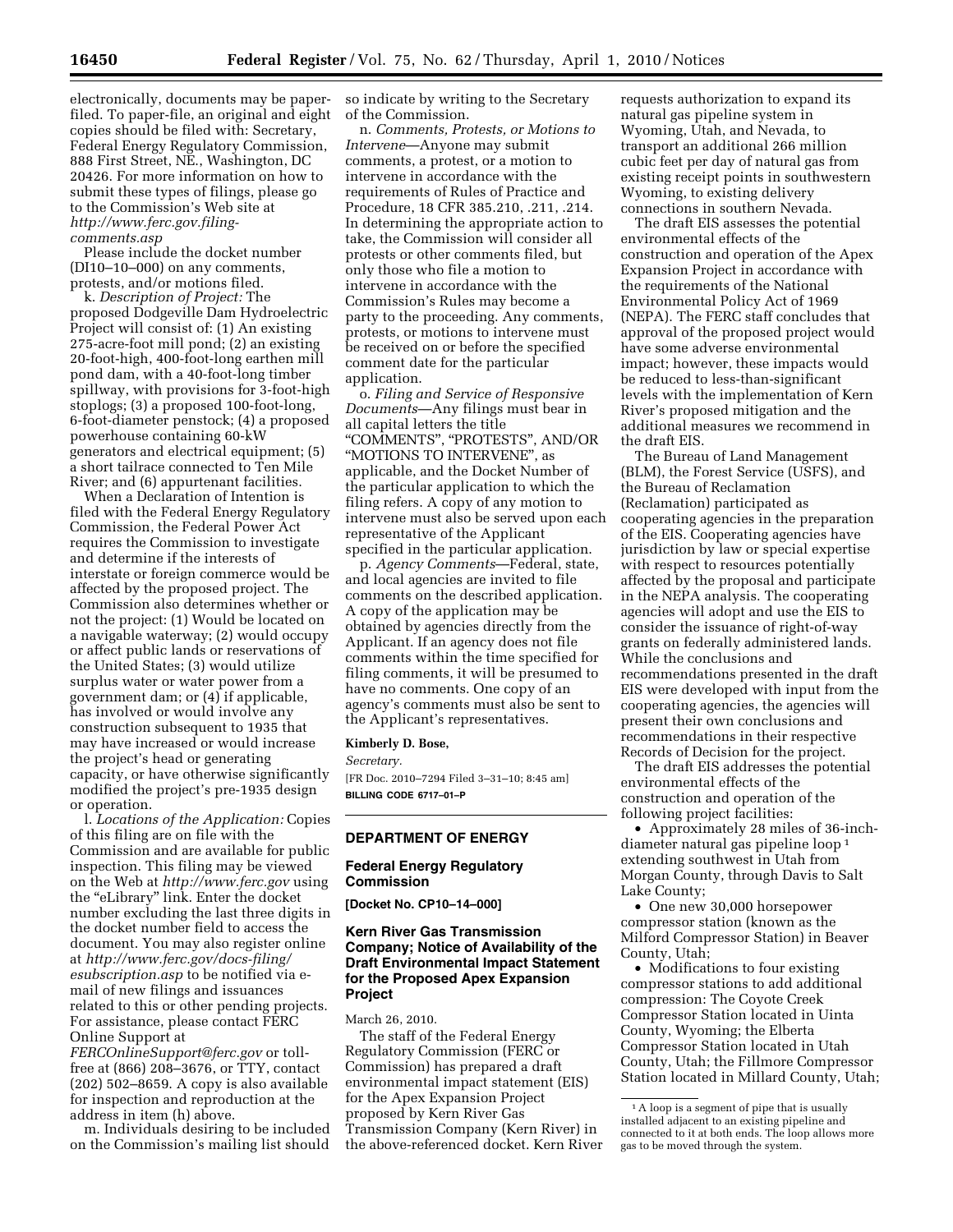electronically, documents may be paper-filed. To paper-file, an original and eight copies should be filed with: Secretary, Federal Energy Regulatory Commission, 888 First Street, NE., Washington, DC 20426. For more information on how to submit these types of filings, please go to the Commission's Web site at *http://www.ferc.gov.filing-comments.asp*

Please include the docket number (DI10–10–000) on any comments, protests, and/or motions filed.

k. *Description of Project:* The proposed Dodgeville Dam Hydroelectric Project will consist of: (1) An existing 275-acre-foot mill pond; (2) an existing 20-foot-high, 400-foot-long earthen mill pond dam, with a 40-foot-long timber spillway, with provisions for 3-foot-high stoplogs; (3) a proposed 100-foot-long, 6-foot-diameter penstock; (4) a proposed powerhouse containing 60-kW generators and electrical equipment; (5) a short tailrace connected to Ten Mile River; and (6) appurtenant facilities.

When a Declaration of Intention is filed with the Federal Energy Regulatory Commission, the Federal Power Act requires the Commission to investigate and determine if the interests of interstate or foreign commerce would be affected by the proposed project. The Commission also determines whether or not the project: (1) Would be located on a navigable waterway; (2) would occupy or affect public lands or reservations of the United States; (3) would utilize surplus water or water power from a government dam; or (4) if applicable, has involved or would involve any construction subsequent to 1935 that may have increased or would increase the project's head or generating capacity, or have otherwise significantly modified the project's pre-1935 design or operation.

l. *Locations of the Application:* Copies of this filing are on file with the Commission and are available for public inspection. This filing may be viewed on the Web at *http://www.ferc.gov* using the "eLibrary" link. Enter the docket number excluding the last three digits in the docket number field to access the document. You may also register online at *http://www.ferc.gov/docs-filing/esubscription.asp* to be notified via e-mail of new filings and issuances related to this or other pending projects. For assistance, please contact FERC Online Support at *FERCOnlineSupport@ferc.gov* or toll-free at (866) 208–3676, or TTY, contact (202) 502–8659. A copy is also available for inspection and reproduction at the address in item (h) above.

m. Individuals desiring to be included on the Commission's mailing list should so indicate by writing to the Secretary of the Commission.

n. *Comments, Protests, or Motions to Intervene*—Anyone may submit comments, a protest, or a motion to intervene in accordance with the requirements of Rules of Practice and Procedure, 18 CFR 385.210, .211, .214. In determining the appropriate action to take, the Commission will consider all protests or other comments filed, but only those who file a motion to intervene in accordance with the Commission's Rules may become a party to the proceeding. Any comments, protests, or motions to intervene must be received on or before the specified comment date for the particular application.

o. *Filing and Service of Responsive Documents*—Any filings must bear in all capital letters the title "COMMENTS", "PROTESTS", AND/OR "MOTIONS TO INTERVENE", as applicable, and the Docket Number of the particular application to which the filing refers. A copy of any motion to intervene must also be served upon each representative of the Applicant specified in the particular application.

p. *Agency Comments*—Federal, state, and local agencies are invited to file comments on the described application. A copy of the application may be obtained by agencies directly from the Applicant. If an agency does not file comments within the time specified for filing comments, it will be presumed to have no comments. One copy of an agency's comments must also be sent to the Applicant's representatives.

**Kimberly D. Bose,**

*Secretary.*

[FR Doc. 2010–7294 Filed 3–31–10; 8:45 am]

**BILLING CODE 6717–01–P**

---

## DEPARTMENT OF ENERGY

### Federal Energy Regulatory Commission

**[Docket No. CP10–14–000]**

### Kern River Gas Transmission Company; Notice of Availability of the Draft Environmental Impact Statement for the Proposed Apex Expansion Project

March 26, 2010.

The staff of the Federal Energy Regulatory Commission (FERC or Commission) has prepared a draft environmental impact statement (EIS) for the Apex Expansion Project proposed by Kern River Gas Transmission Company (Kern River) in the above-referenced docket. Kern River requests authorization to expand its natural gas pipeline system in Wyoming, Utah, and Nevada, to transport an additional 266 million cubic feet per day of natural gas from existing receipt points in southwestern Wyoming, to existing delivery connections in southern Nevada.

The draft EIS assesses the potential environmental effects of the construction and operation of the Apex Expansion Project in accordance with the requirements of the National Environmental Policy Act of 1969 (NEPA). The FERC staff concludes that approval of the proposed project would have some adverse environmental impact; however, these impacts would be reduced to less-than-significant levels with the implementation of Kern River's proposed mitigation and the additional measures we recommend in the draft EIS.

The Bureau of Land Management (BLM), the Forest Service (USFS), and the Bureau of Reclamation (Reclamation) participated as cooperating agencies in the preparation of the EIS. Cooperating agencies have jurisdiction by law or special expertise with respect to resources potentially affected by the proposal and participate in the NEPA analysis. The cooperating agencies will adopt and use the EIS to consider the issuance of right-of-way grants on federally administered lands. While the conclusions and recommendations presented in the draft EIS were developed with input from the cooperating agencies, the agencies will present their own conclusions and recommendations in their respective Records of Decision for the project.

The draft EIS addresses the potential environmental effects of the construction and operation of the following project facilities:

- Approximately 28 miles of 36-inch-diameter natural gas pipeline loop [1] extending southwest in Utah from Morgan County, through Davis to Salt Lake County;
- One new 30,000 horsepower compressor station (known as the Milford Compressor Station) in Beaver County, Utah;
- Modifications to four existing compressor stations to add additional compression: The Coyote Creek Compressor Station located in Uinta County, Wyoming; the Elberta Compressor Station located in Utah County, Utah; the Fillmore Compressor Station located in Millard County, Utah;

[1] A loop is a segment of pipe that is usually installed adjacent to an existing pipeline and connected to it at both ends. The loop allows more gas to be moved through the system.